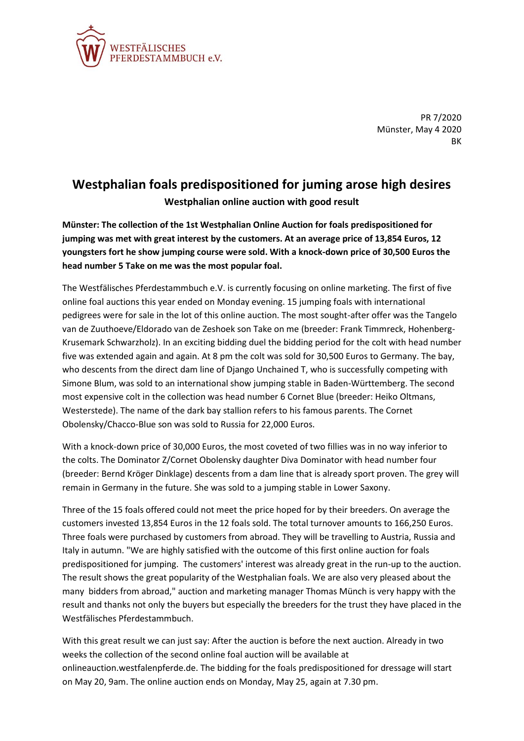WESTFÄLISCHES PFERDESTAMMBUCH e.V.

PR 7/2020
Münster, May 4 2020
BK

# Westphalian foals predispositioned for juming arose high desires

**Westphalian online auction with good result**

**Münster: The collection of the 1st Westphalian Online Auction for foals predispositioned for jumping was met with great interest by the customers. At an average price of 13,854 Euros, 12 youngsters fort he show jumping course were sold. With a knock-down price of 30,500 Euros the head number 5 Take on me was the most popular foal.**

The Westfälisches Pferdestammbuch e.V. is currently focusing on online marketing. The first of five online foal auctions this year ended on Monday evening. 15 jumping foals with international pedigrees were for sale in the lot of this online auction. The most sought-after offer was the Tangelo van de Zuuthoeve/Eldorado van de Zeshoek son Take on me (breeder: Frank Timmreck, Hohenberg-Krusemark Schwarzholz). In an exciting bidding duel the bidding period for the colt with head number five was extended again and again. At 8 pm the colt was sold for 30,500 Euros to Germany. The bay, who descents from the direct dam line of Django Unchained T, who is successfully competing with Simone Blum, was sold to an international show jumping stable in Baden-Württemberg. The second most expensive colt in the collection was head number 6 Cornet Blue (breeder: Heiko Oltmans, Westerstede). The name of the dark bay stallion refers to his famous parents. The Cornet Obolensky/Chacco-Blue son was sold to Russia for 22,000 Euros.

With a knock-down price of 30,000 Euros, the most coveted of two fillies was in no way inferior to the colts. The Dominator Z/Cornet Obolensky daughter Diva Dominator with head number four (breeder: Bernd Kröger Dinklage) descents from a dam line that is already sport proven. The grey will remain in Germany in the future. She was sold to a jumping stable in Lower Saxony.

Three of the 15 foals offered could not meet the price hoped for by their breeders. On average the customers invested 13,854 Euros in the 12 foals sold. The total turnover amounts to 166,250 Euros. Three foals were purchased by customers from abroad. They will be travelling to Austria, Russia and Italy in autumn. "We are highly satisfied with the outcome of this first online auction for foals predispositioned for jumping. The customers' interest was already great in the run-up to the auction. The result shows the great popularity of the Westphalian foals. We are also very pleased about the many bidders from abroad," auction and marketing manager Thomas Münch is very happy with the result and thanks not only the buyers but especially the breeders for the trust they have placed in the Westfälisches Pferdestammbuch.

With this great result we can just say: After the auction is before the next auction. Already in two weeks the collection of the second online foal auction will be available at onlineauction.westfalenpferde.de. The bidding for the foals predispositioned for dressage will start on May 20, 9am. The online auction ends on Monday, May 25, again at 7.30 pm.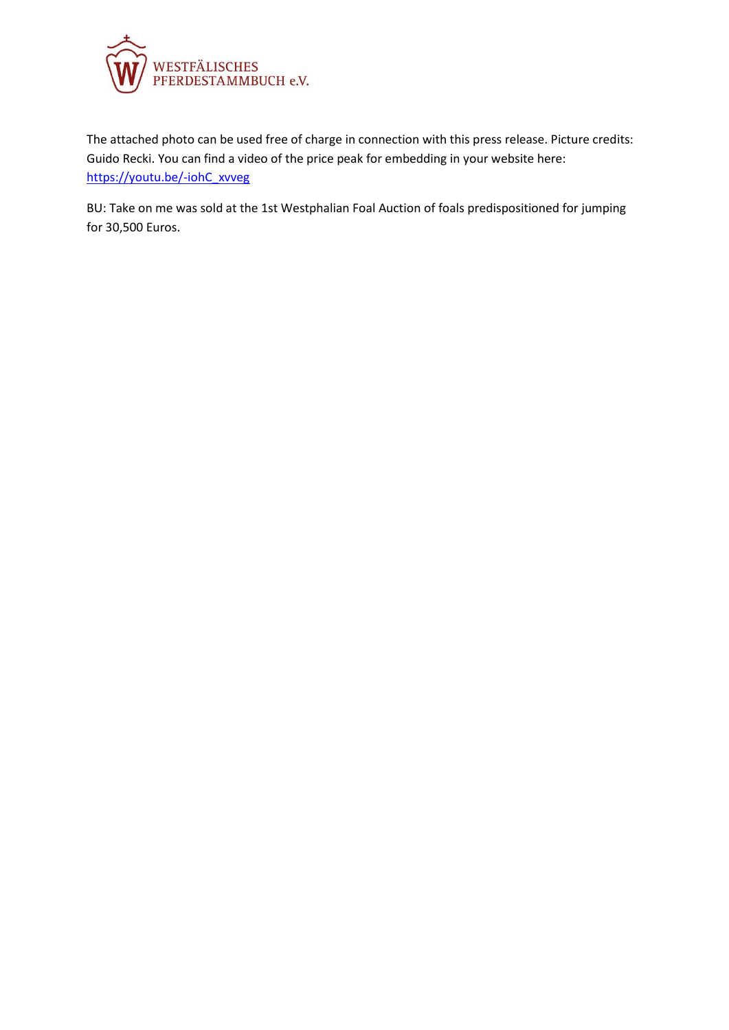WESTFÄLISCHES PFERDESTAMMBUCH e.V.

The attached photo can be used free of charge in connection with this press release. Picture credits: Guido Recki. You can find a video of the price peak for embedding in your website here: [https://youtu.be/-iohC_xvveg](https://youtu.be/-iohC_xvveg)

BU: Take on me was sold at the 1st Westphalian Foal Auction of foals predispositioned for jumping for 30,500 Euros.